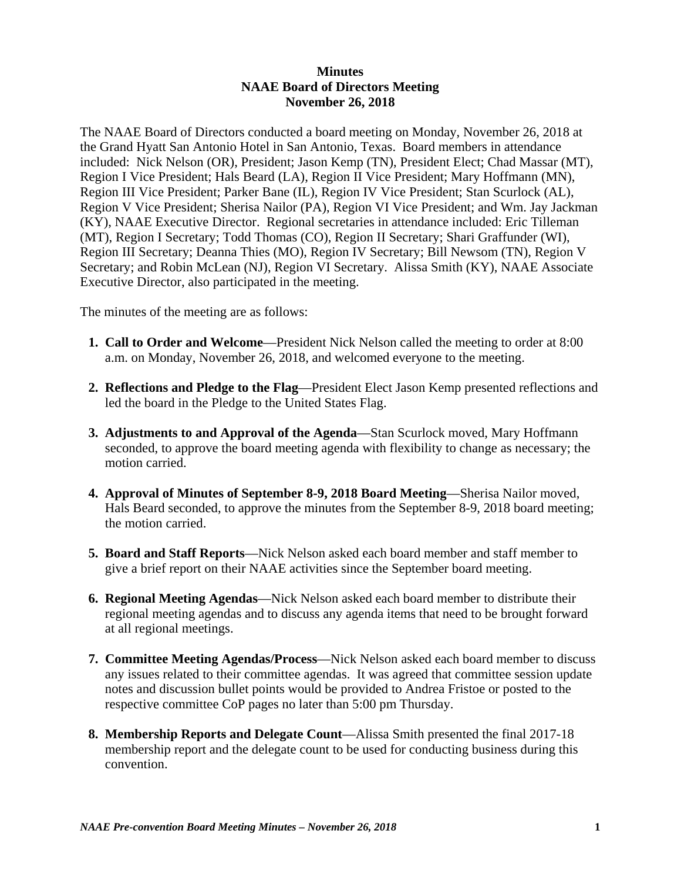**Minutes**
**NAAE Board of Directors Meeting**
**November 26, 2018**

The NAAE Board of Directors conducted a board meeting on Monday, November 26, 2018 at the Grand Hyatt San Antonio Hotel in San Antonio, Texas. Board members in attendance included: Nick Nelson (OR), President; Jason Kemp (TN), President Elect; Chad Massar (MT), Region I Vice President; Hals Beard (LA), Region II Vice President; Mary Hoffmann (MN), Region III Vice President; Parker Bane (IL), Region IV Vice President; Stan Scurlock (AL), Region V Vice President; Sherisa Nailor (PA), Region VI Vice President; and Wm. Jay Jackman (KY), NAAE Executive Director. Regional secretaries in attendance included: Eric Tilleman (MT), Region I Secretary; Todd Thomas (CO), Region II Secretary; Shari Graffunder (WI), Region III Secretary; Deanna Thies (MO), Region IV Secretary; Bill Newsom (TN), Region V Secretary; and Robin McLean (NJ), Region VI Secretary. Alissa Smith (KY), NAAE Associate Executive Director, also participated in the meeting.

The minutes of the meeting are as follows:

1. **Call to Order and Welcome**—President Nick Nelson called the meeting to order at 8:00 a.m. on Monday, November 26, 2018, and welcomed everyone to the meeting.

2. **Reflections and Pledge to the Flag**—President Elect Jason Kemp presented reflections and led the board in the Pledge to the United States Flag.

3. **Adjustments to and Approval of the Agenda**—Stan Scurlock moved, Mary Hoffmann seconded, to approve the board meeting agenda with flexibility to change as necessary; the motion carried.

4. **Approval of Minutes of September 8-9, 2018 Board Meeting**—Sherisa Nailor moved, Hals Beard seconded, to approve the minutes from the September 8-9, 2018 board meeting; the motion carried.

5. **Board and Staff Reports**—Nick Nelson asked each board member and staff member to give a brief report on their NAAE activities since the September board meeting.

6. **Regional Meeting Agendas**—Nick Nelson asked each board member to distribute their regional meeting agendas and to discuss any agenda items that need to be brought forward at all regional meetings.

7. **Committee Meeting Agendas/Process**—Nick Nelson asked each board member to discuss any issues related to their committee agendas. It was agreed that committee session update notes and discussion bullet points would be provided to Andrea Fristoe or posted to the respective committee CoP pages no later than 5:00 pm Thursday.

8. **Membership Reports and Delegate Count**—Alissa Smith presented the final 2017-18 membership report and the delegate count to be used for conducting business during this convention.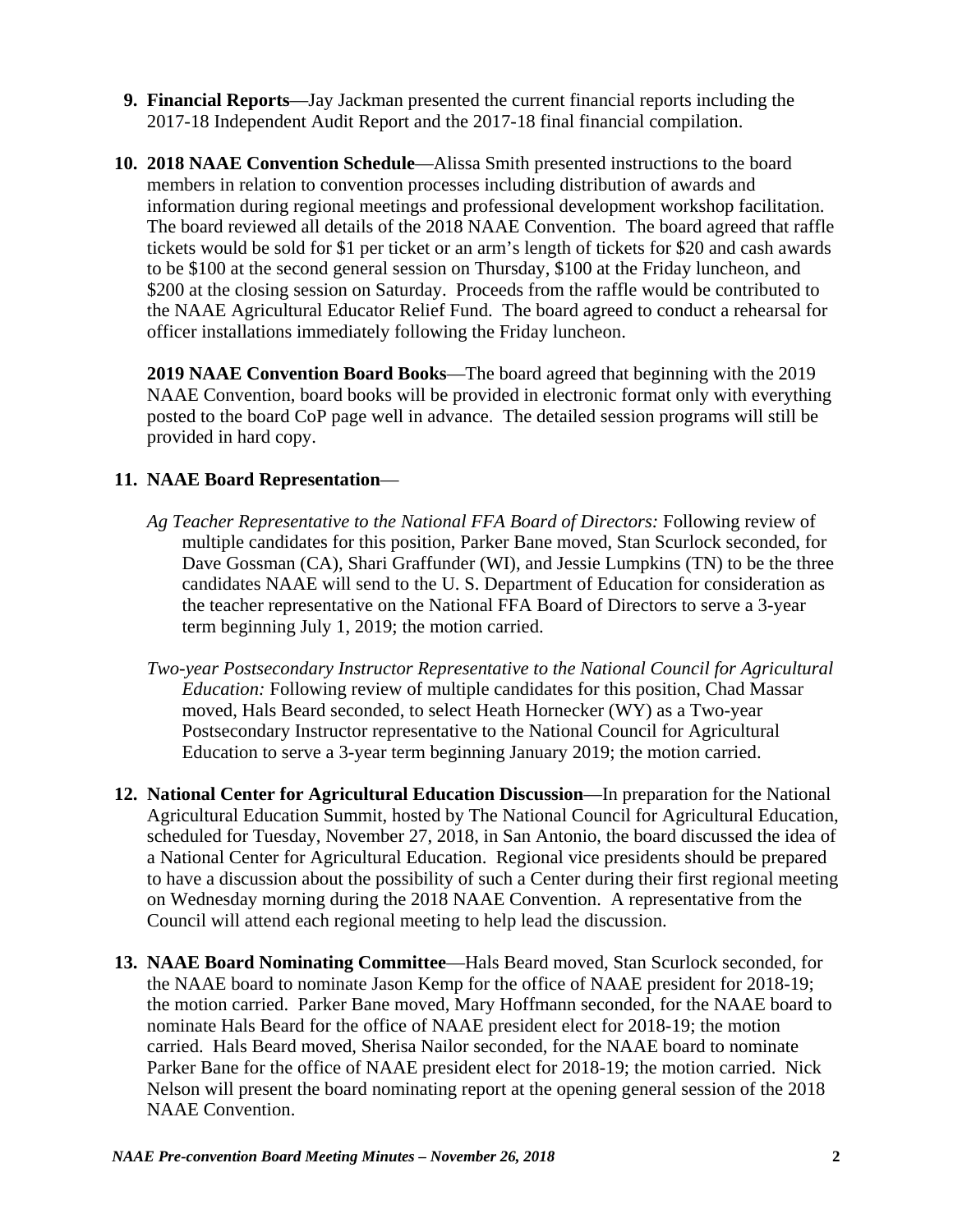9. **Financial Reports**—Jay Jackman presented the current financial reports including the 2017-18 Independent Audit Report and the 2017-18 final financial compilation.

10. **2018 NAAE Convention Schedule**—Alissa Smith presented instructions to the board members in relation to convention processes including distribution of awards and information during regional meetings and professional development workshop facilitation. The board reviewed all details of the 2018 NAAE Convention. The board agreed that raffle tickets would be sold for $1 per ticket or an arm's length of tickets for $20 and cash awards to be $100 at the second general session on Thursday, $100 at the Friday luncheon, and $200 at the closing session on Saturday. Proceeds from the raffle would be contributed to the NAAE Agricultural Educator Relief Fund. The board agreed to conduct a rehearsal for officer installations immediately following the Friday luncheon.

    **2019 NAAE Convention Board Books**—The board agreed that beginning with the 2019 NAAE Convention, board books will be provided in electronic format only with everything posted to the board CoP page well in advance. The detailed session programs will still be provided in hard copy.

11. **NAAE Board Representation**—

    *Ag Teacher Representative to the National FFA Board of Directors:* Following review of multiple candidates for this position, Parker Bane moved, Stan Scurlock seconded, for Dave Gossman (CA), Shari Graffunder (WI), and Jessie Lumpkins (TN) to be the three candidates NAAE will send to the U. S. Department of Education for consideration as the teacher representative on the National FFA Board of Directors to serve a 3-year term beginning July 1, 2019; the motion carried.

    *Two-year Postsecondary Instructor Representative to the National Council for Agricultural Education:* Following review of multiple candidates for this position, Chad Massar moved, Hals Beard seconded, to select Heath Hornecker (WY) as a Two-year Postsecondary Instructor representative to the National Council for Agricultural Education to serve a 3-year term beginning January 2019; the motion carried.

12. **National Center for Agricultural Education Discussion**—In preparation for the National Agricultural Education Summit, hosted by The National Council for Agricultural Education, scheduled for Tuesday, November 27, 2018, in San Antonio, the board discussed the idea of a National Center for Agricultural Education. Regional vice presidents should be prepared to have a discussion about the possibility of such a Center during their first regional meeting on Wednesday morning during the 2018 NAAE Convention. A representative from the Council will attend each regional meeting to help lead the discussion.

13. **NAAE Board Nominating Committee**—Hals Beard moved, Stan Scurlock seconded, for the NAAE board to nominate Jason Kemp for the office of NAAE president for 2018-19; the motion carried. Parker Bane moved, Mary Hoffmann seconded, for the NAAE board to nominate Hals Beard for the office of NAAE president elect for 2018-19; the motion carried. Hals Beard moved, Sherisa Nailor seconded, for the NAAE board to nominate Parker Bane for the office of NAAE president elect for 2018-19; the motion carried. Nick Nelson will present the board nominating report at the opening general session of the 2018 NAAE Convention.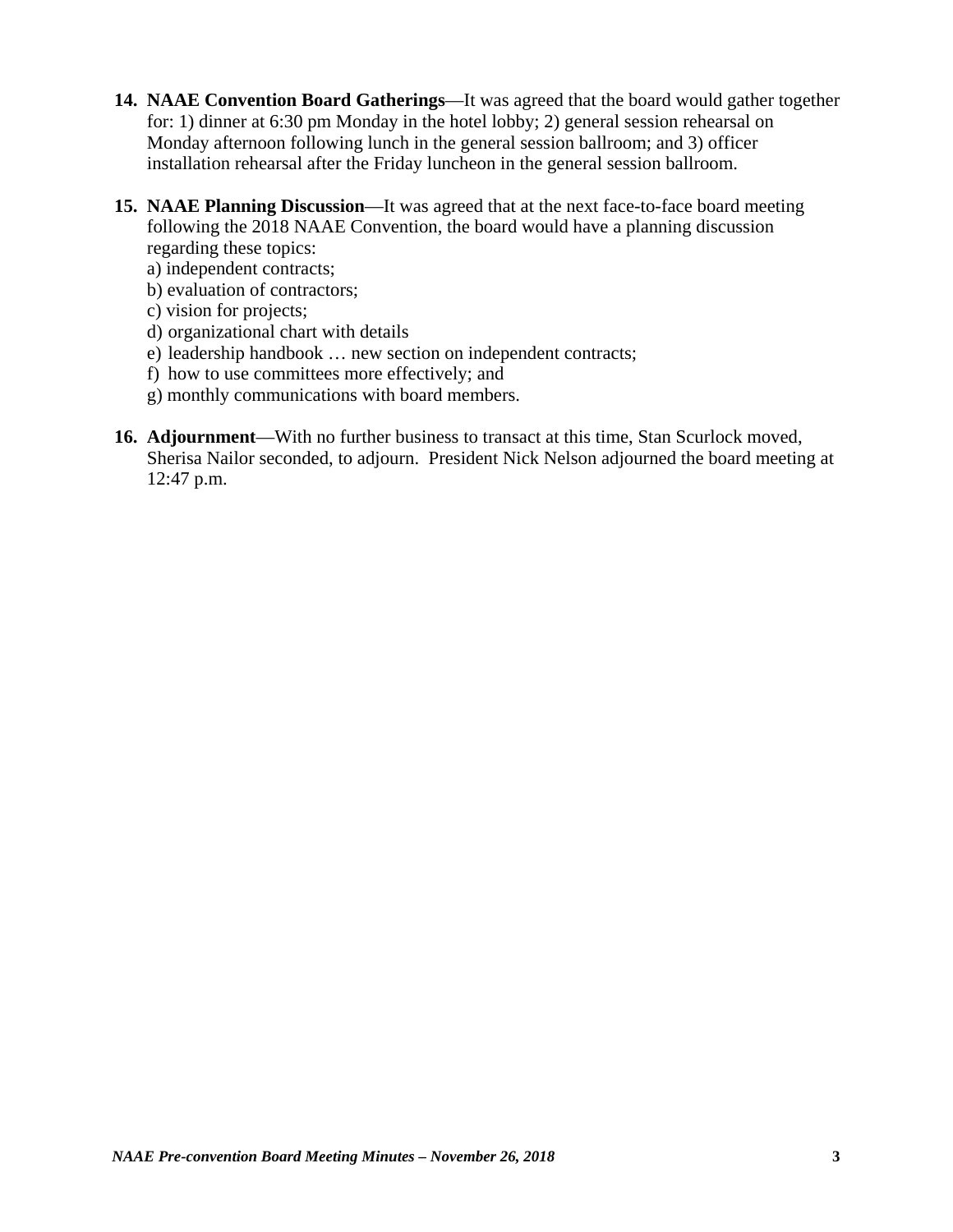14. **NAAE Convention Board Gatherings**—It was agreed that the board would gather together for: 1) dinner at 6:30 pm Monday in the hotel lobby; 2) general session rehearsal on Monday afternoon following lunch in the general session ballroom; and 3) officer installation rehearsal after the Friday luncheon in the general session ballroom.

15. **NAAE Planning Discussion**—It was agreed that at the next face-to-face board meeting following the 2018 NAAE Convention, the board would have a planning discussion regarding these topics:
    a) independent contracts;
    b) evaluation of contractors;
    c) vision for projects;
    d) organizational chart with details
    e) leadership handbook … new section on independent contracts;
    f) how to use committees more effectively; and
    g) monthly communications with board members.

16. **Adjournment**—With no further business to transact at this time, Stan Scurlock moved, Sherisa Nailor seconded, to adjourn. President Nick Nelson adjourned the board meeting at 12:47 p.m.